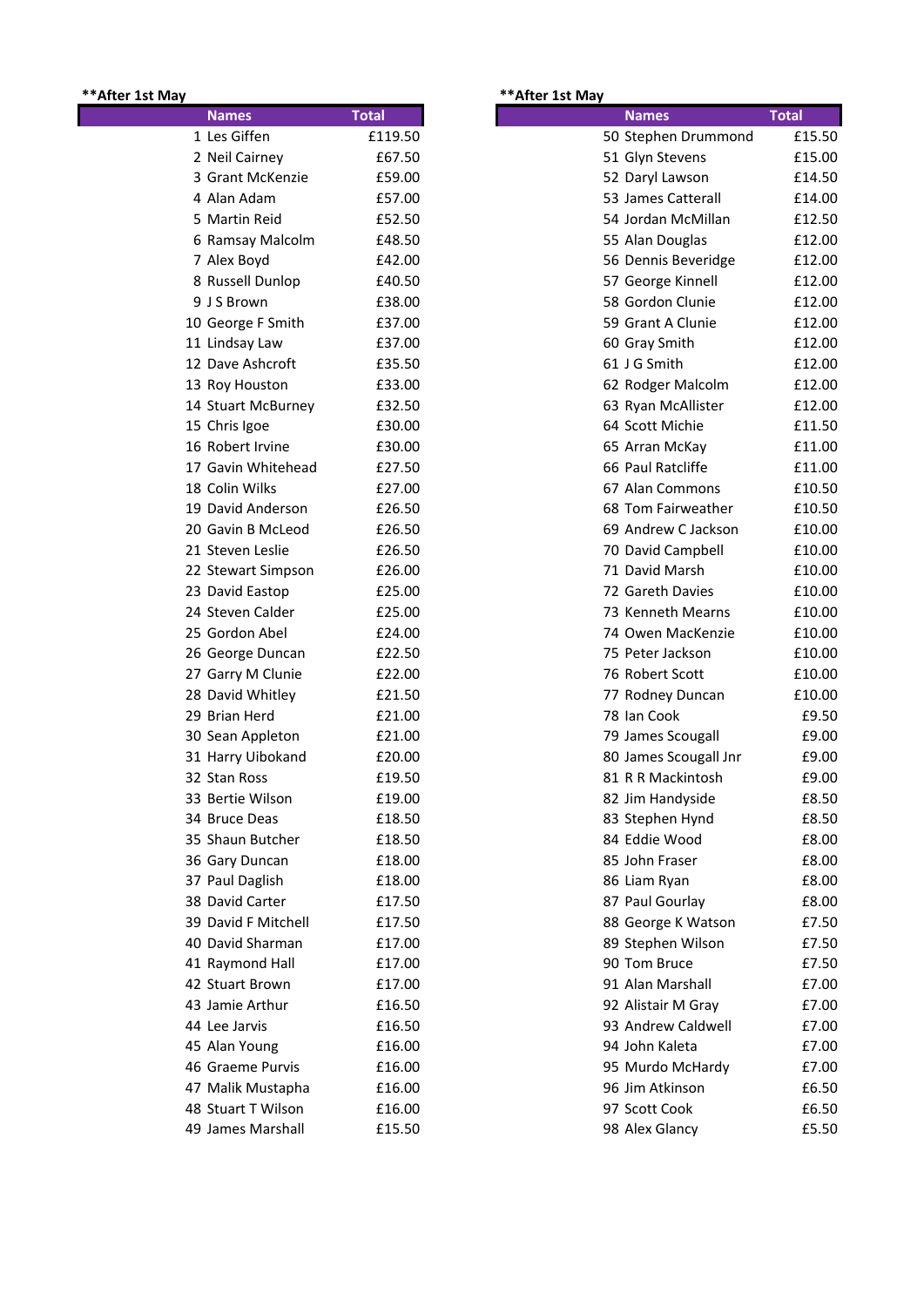**After 1st May

| Names | Total |
| --- | --- |
| 1 Les Giffen | £119.50 |
| 2 Neil Cairney | £67.50 |
| 3 Grant McKenzie | £59.00 |
| 4 Alan Adam | £57.00 |
| 5 Martin Reid | £52.50 |
| 6 Ramsay Malcolm | £48.50 |
| 7 Alex Boyd | £42.00 |
| 8 Russell Dunlop | £40.50 |
| 9 J S Brown | £38.00 |
| 10 George F Smith | £37.00 |
| 11 Lindsay Law | £37.00 |
| 12 Dave Ashcroft | £35.50 |
| 13 Roy Houston | £33.00 |
| 14 Stuart McBurney | £32.50 |
| 15 Chris Igoe | £30.00 |
| 16 Robert Irvine | £30.00 |
| 17 Gavin Whitehead | £27.50 |
| 18 Colin Wilks | £27.00 |
| 19 David Anderson | £26.50 |
| 20 Gavin B McLeod | £26.50 |
| 21 Steven Leslie | £26.50 |
| 22 Stewart Simpson | £26.00 |
| 23 David Eastop | £25.00 |
| 24 Steven Calder | £25.00 |
| 25 Gordon Abel | £24.00 |
| 26 George Duncan | £22.50 |
| 27 Garry M Clunie | £22.00 |
| 28 David Whitley | £21.50 |
| 29 Brian Herd | £21.00 |
| 30 Sean Appleton | £21.00 |
| 31 Harry Uibokand | £20.00 |
| 32 Stan Ross | £19.50 |
| 33 Bertie Wilson | £19.00 |
| 34 Bruce Deas | £18.50 |
| 35 Shaun Butcher | £18.50 |
| 36 Gary Duncan | £18.00 |
| 37 Paul Daglish | £18.00 |
| 38 David Carter | £17.50 |
| 39 David F Mitchell | £17.50 |
| 40 David Sharman | £17.00 |
| 41 Raymond Hall | £17.00 |
| 42 Stuart Brown | £17.00 |
| 43 Jamie Arthur | £16.50 |
| 44 Lee Jarvis | £16.50 |
| 45 Alan Young | £16.00 |
| 46 Graeme Purvis | £16.00 |
| 47 Malik Mustapha | £16.00 |
| 48 Stuart T Wilson | £16.00 |
| 49 James Marshall | £15.50 |

**After 1st May

| Names | Total |
| --- | --- |
| 50 Stephen Drummond | £15.50 |
| 51 Glyn Stevens | £15.00 |
| 52 Daryl Lawson | £14.50 |
| 53 James Catterall | £14.00 |
| 54 Jordan McMillan | £12.50 |
| 55 Alan Douglas | £12.00 |
| 56 Dennis Beveridge | £12.00 |
| 57 George Kinnell | £12.00 |
| 58 Gordon Clunie | £12.00 |
| 59 Grant A Clunie | £12.00 |
| 60 Gray Smith | £12.00 |
| 61 J G Smith | £12.00 |
| 62 Rodger Malcolm | £12.00 |
| 63 Ryan McAllister | £12.00 |
| 64 Scott Michie | £11.50 |
| 65 Arran McKay | £11.00 |
| 66 Paul Ratcliffe | £11.00 |
| 67 Alan Commons | £10.50 |
| 68 Tom Fairweather | £10.50 |
| 69 Andrew C Jackson | £10.00 |
| 70 David Campbell | £10.00 |
| 71 David Marsh | £10.00 |
| 72 Gareth Davies | £10.00 |
| 73 Kenneth Mearns | £10.00 |
| 74 Owen MacKenzie | £10.00 |
| 75 Peter Jackson | £10.00 |
| 76 Robert Scott | £10.00 |
| 77 Rodney Duncan | £10.00 |
| 78 Ian Cook | £9.50 |
| 79 James Scougall | £9.00 |
| 80 James Scougall Jnr | £9.00 |
| 81 R R Mackintosh | £9.00 |
| 82 Jim Handyside | £8.50 |
| 83 Stephen Hynd | £8.50 |
| 84 Eddie Wood | £8.00 |
| 85 John Fraser | £8.00 |
| 86 Liam Ryan | £8.00 |
| 87 Paul Gourlay | £8.00 |
| 88 George K Watson | £7.50 |
| 89 Stephen Wilson | £7.50 |
| 90 Tom Bruce | £7.50 |
| 91 Alan Marshall | £7.00 |
| 92 Alistair M Gray | £7.00 |
| 93 Andrew Caldwell | £7.00 |
| 94 John Kaleta | £7.00 |
| 95 Murdo McHardy | £7.00 |
| 96 Jim Atkinson | £6.50 |
| 97 Scott Cook | £6.50 |
| 98 Alex Glancy | £5.50 |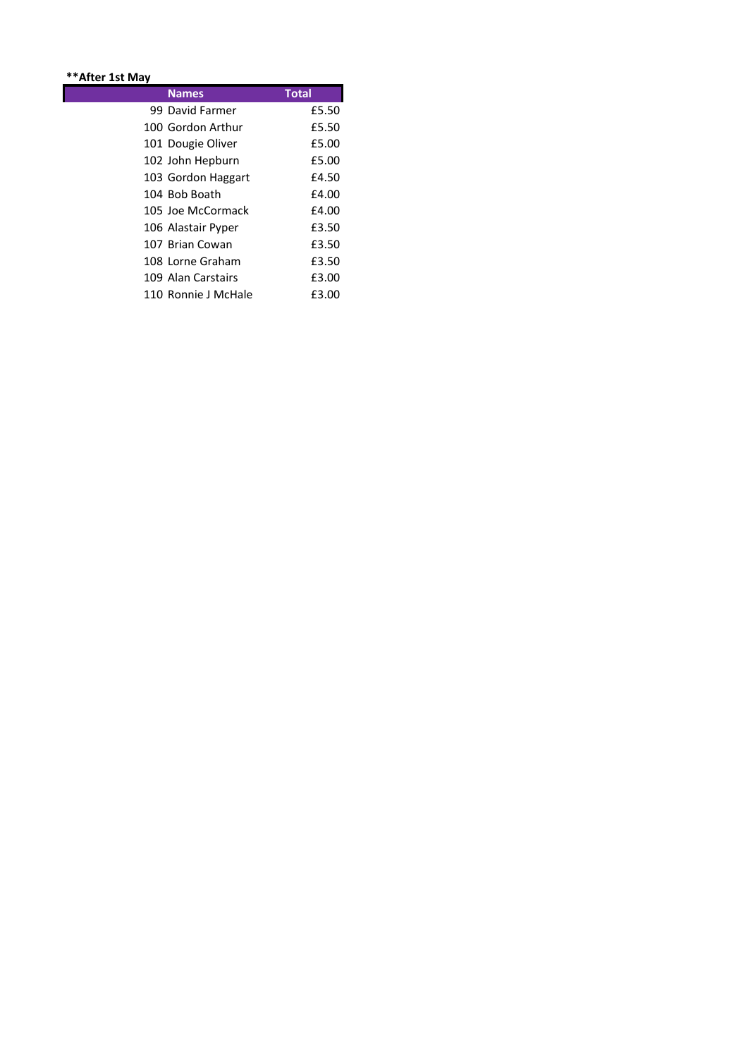**After 1st May

| | Names | Total |
|---|---|---|
| 99 | David Farmer | £5.50 |
| 100 | Gordon Arthur | £5.50 |
| 101 | Dougie Oliver | £5.00 |
| 102 | John Hepburn | £5.00 |
| 103 | Gordon Haggart | £4.50 |
| 104 | Bob Boath | £4.00 |
| 105 | Joe McCormack | £4.00 |
| 106 | Alastair Pyper | £3.50 |
| 107 | Brian Cowan | £3.50 |
| 108 | Lorne Graham | £3.50 |
| 109 | Alan Carstairs | £3.00 |
| 110 | Ronnie J McHale | £3.00 |